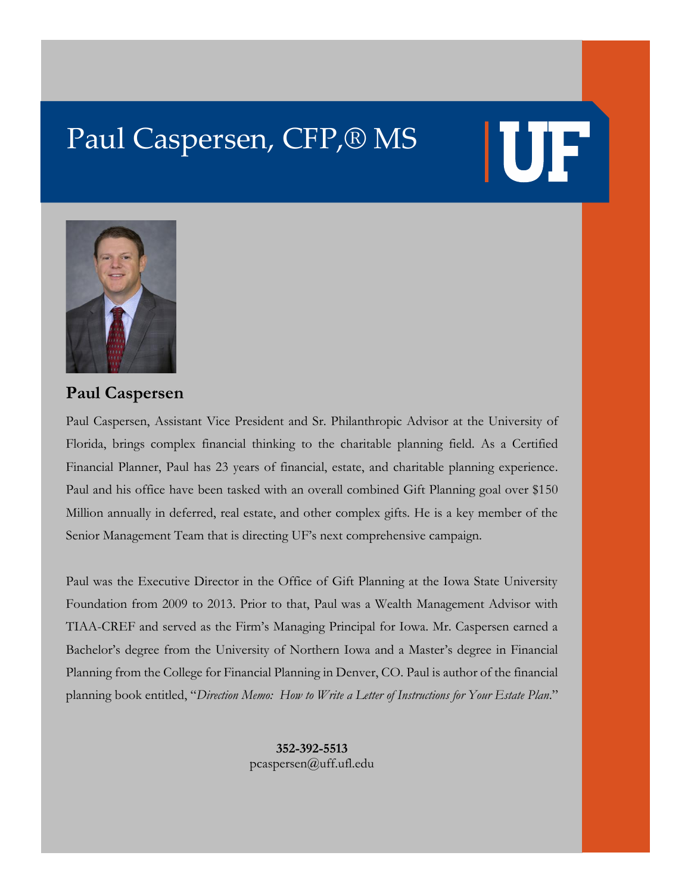# Paul Caspersen, CFP,® MS

UF

## Paul Caspersen

Paul Caspersen, Assistant Vice President and Sr. Philanthropic Advisor at the University of Florida, brings complex financial thinking to the charitable planning field. As a Certified Financial Planner, Paul has 23 years of financial, estate, and charitable planning experience. Paul and his office have been tasked with an overall combined Gift Planning goal over $150 Million annually in deferred, real estate, and other complex gifts. He is a key member of the Senior Management Team that is directing UF's next comprehensive campaign.

Paul was the Executive Director in the Office of Gift Planning at the Iowa State University Foundation from 2009 to 2013. Prior to that, Paul was a Wealth Management Advisor with TIAA-CREF and served as the Firm's Managing Principal for Iowa. Mr. Caspersen earned a Bachelor's degree from the University of Northern Iowa and a Master's degree in Financial Planning from the College for Financial Planning in Denver, CO. Paul is author of the financial planning book entitled, "*Direction Memo: How to Write a Letter of Instructions for Your Estate Plan*."

**352-392-5513**
pcaspersen@uff.ufl.edu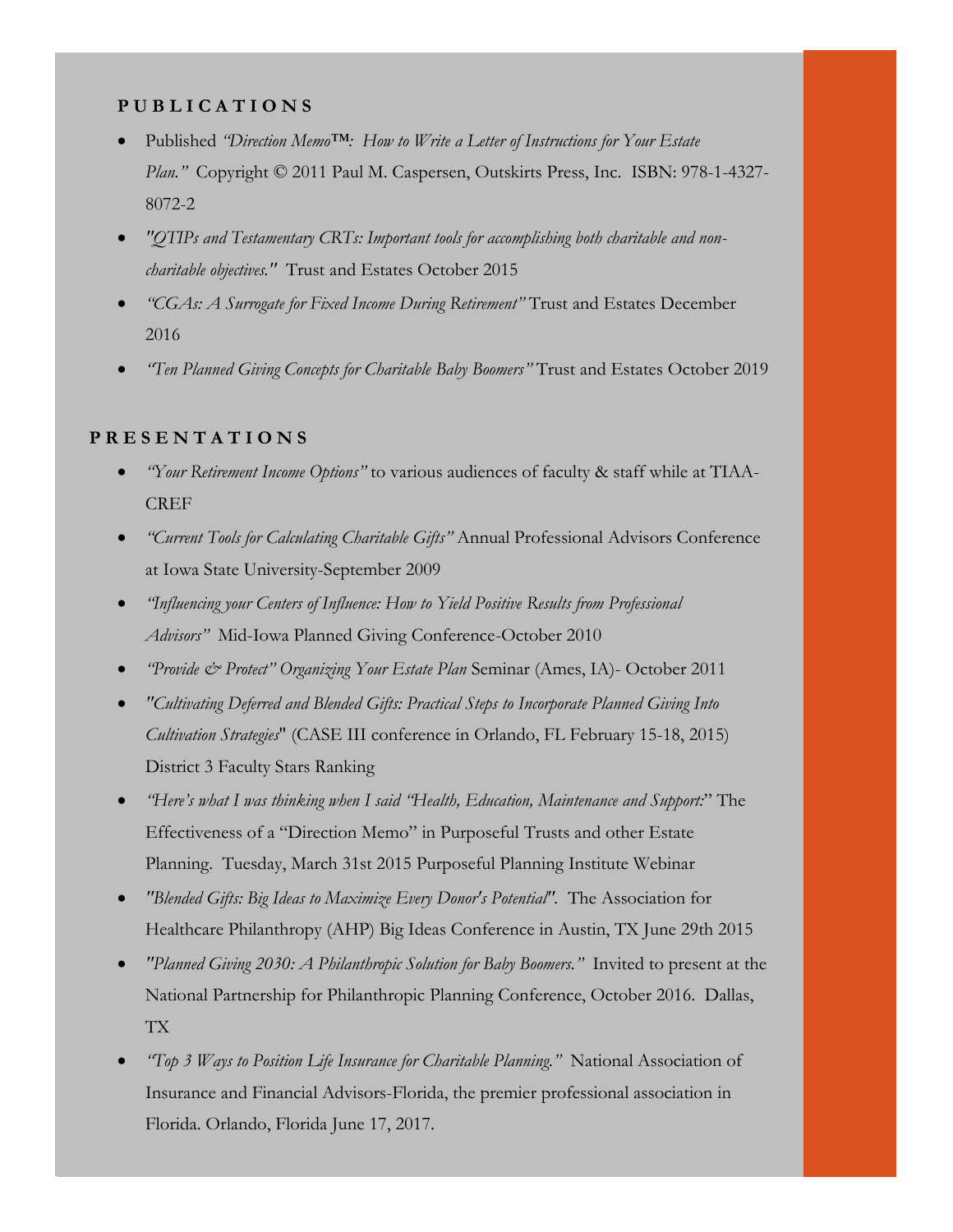## PUBLICATIONS

- Published *"Direction Memo™: How to Write a Letter of Instructions for Your Estate Plan."* Copyright © 2011 Paul M. Caspersen, Outskirts Press, Inc. ISBN: 978-1-4327-8072-2
- *"QTIPs and Testamentary CRTs: Important tools for accomplishing both charitable and non-charitable objectives."* Trust and Estates October 2015
- *"CGAs: A Surrogate for Fixed Income During Retirement"* Trust and Estates December 2016
- *"Ten Planned Giving Concepts for Charitable Baby Boomers"* Trust and Estates October 2019

## PRESENTATIONS

- *"Your Retirement Income Options"* to various audiences of faculty & staff while at TIAA-CREF
- *"Current Tools for Calculating Charitable Gifts"* Annual Professional Advisors Conference at Iowa State University-September 2009
- *"Influencing your Centers of Influence: How to Yield Positive Results from Professional Advisors"* Mid-Iowa Planned Giving Conference-October 2010
- *"Provide & Protect" Organizing Your Estate Plan* Seminar (Ames, IA)- October 2011
- *"Cultivating Deferred and Blended Gifts: Practical Steps to Incorporate Planned Giving Into Cultivation Strategies*" (CASE III conference in Orlando, FL February 15-18, 2015) District 3 Faculty Stars Ranking
- *"Here's what I was thinking when I said "Health, Education, Maintenance and Support:*" The Effectiveness of a "Direction Memo" in Purposeful Trusts and other Estate Planning. Tuesday, March 31st 2015 Purposeful Planning Institute Webinar
- *"Blended Gifts: Big Ideas to Maximize Every Donor's Potential*". The Association for Healthcare Philanthropy (AHP) Big Ideas Conference in Austin, TX June 29th 2015
- *"Planned Giving 2030: A Philanthropic Solution for Baby Boomers."* Invited to present at the National Partnership for Philanthropic Planning Conference, October 2016. Dallas, TX
- *"Top 3 Ways to Position Life Insurance for Charitable Planning."* National Association of Insurance and Financial Advisors-Florida, the premier professional association in Florida. Orlando, Florida June 17, 2017.